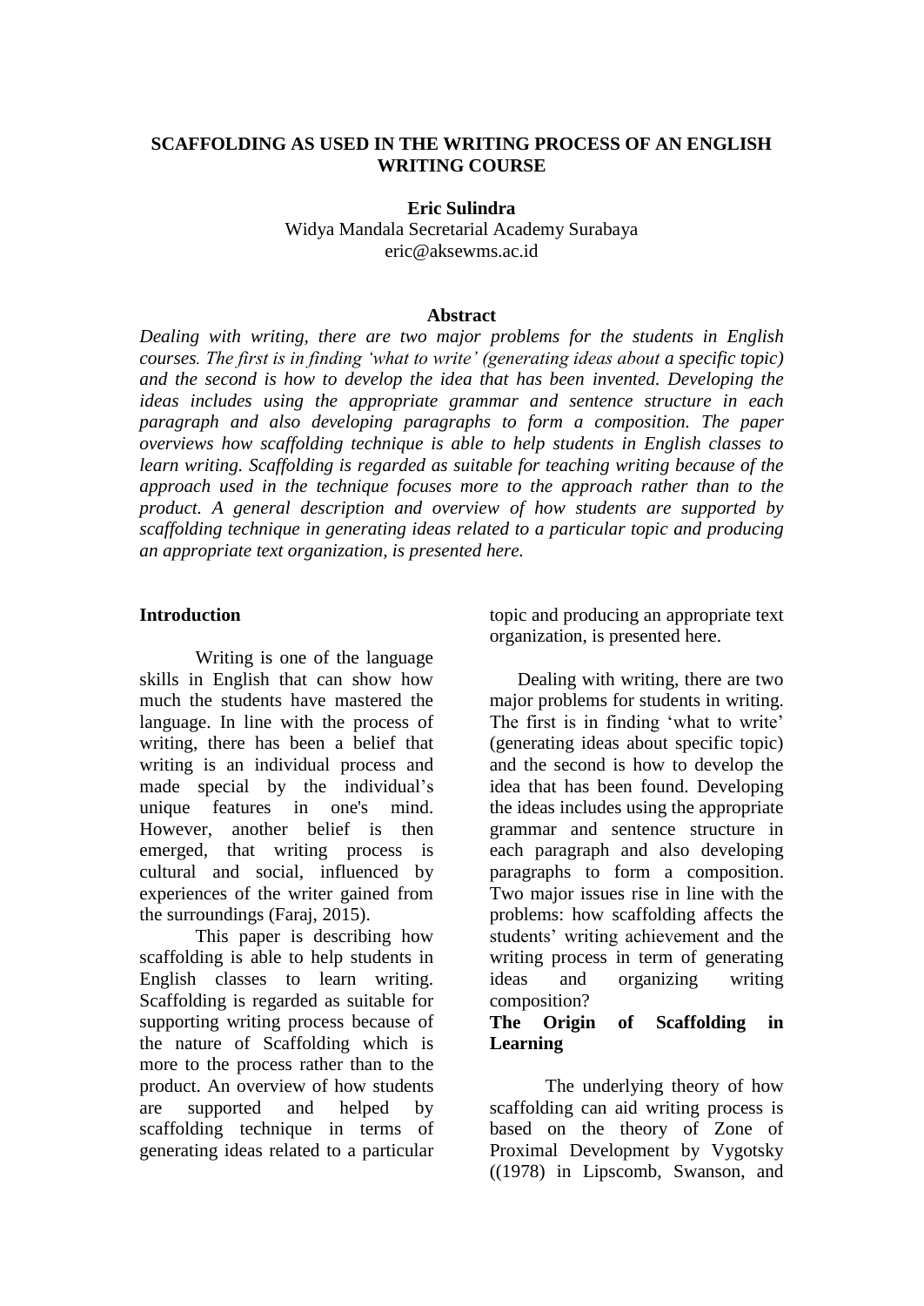# SCAFFOLDING AS USED IN THE WRITING PROCESS OF AN ENGLISH WRITING COURSE

**Eric Sulindra**
Widya Mandala Secretarial Academy Surabaya
eric@aksewms.ac.id

## Abstract

*Dealing with writing, there are two major problems for the students in English courses. The first is in finding 'what to write' (generating ideas about a specific topic) and the second is how to develop the idea that has been invented. Developing the ideas includes using the appropriate grammar and sentence structure in each paragraph and also developing paragraphs to form a composition. The paper overviews how scaffolding technique is able to help students in English classes to learn writing. Scaffolding is regarded as suitable for teaching writing because of the approach used in the technique focuses more to the approach rather than to the product. A general description and overview of how students are supported by scaffolding technique in generating ideas related to a particular topic and producing an appropriate text organization, is presented here.*

## Introduction

Writing is one of the language skills in English that can show how much the students have mastered the language. In line with the process of writing, there has been a belief that writing is an individual process and made special by the individual's unique features in one's mind. However, another belief is then emerged, that writing process is cultural and social, influenced by experiences of the writer gained from the surroundings (Faraj, 2015).

This paper is describing how scaffolding is able to help students in English classes to learn writing. Scaffolding is regarded as suitable for supporting writing process because of the nature of Scaffolding which is more to the process rather than to the product. An overview of how students are supported and helped by scaffolding technique in terms of generating ideas related to a particular topic and producing an appropriate text organization, is presented here.

Dealing with writing, there are two major problems for students in writing. The first is in finding 'what to write' (generating ideas about specific topic) and the second is how to develop the idea that has been found. Developing the ideas includes using the appropriate grammar and sentence structure in each paragraph and also developing paragraphs to form a composition. Two major issues rise in line with the problems: how scaffolding affects the students' writing achievement and the writing process in term of generating ideas and organizing writing composition?

## The Origin of Scaffolding in Learning

The underlying theory of how scaffolding can aid writing process is based on the theory of Zone of Proximal Development by Vygotsky ((1978) in Lipscomb, Swanson, and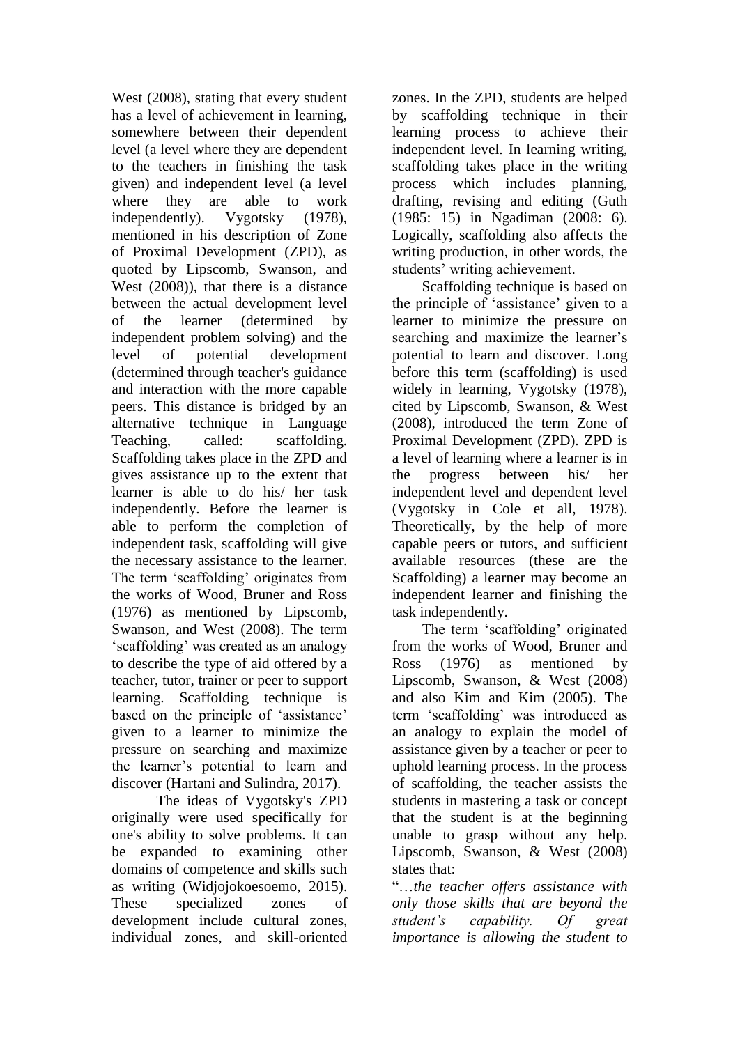West (2008), stating that every student has a level of achievement in learning, somewhere between their dependent level (a level where they are dependent to the teachers in finishing the task given) and independent level (a level where they are able to work independently). Vygotsky (1978), mentioned in his description of Zone of Proximal Development (ZPD), as quoted by Lipscomb, Swanson, and West (2008)), that there is a distance between the actual development level of the learner (determined by independent problem solving) and the level of potential development (determined through teacher's guidance and interaction with the more capable peers. This distance is bridged by an alternative technique in Language Teaching, called: scaffolding. Scaffolding takes place in the ZPD and gives assistance up to the extent that learner is able to do his/ her task independently. Before the learner is able to perform the completion of independent task, scaffolding will give the necessary assistance to the learner. The term 'scaffolding' originates from the works of Wood, Bruner and Ross (1976) as mentioned by Lipscomb, Swanson, and West (2008). The term 'scaffolding' was created as an analogy to describe the type of aid offered by a teacher, tutor, trainer or peer to support learning. Scaffolding technique is based on the principle of 'assistance' given to a learner to minimize the pressure on searching and maximize the learner's potential to learn and discover (Hartani and Sulindra, 2017).

The ideas of Vygotsky's ZPD originally were used specifically for one's ability to solve problems. It can be expanded to examining other domains of competence and skills such as writing (Widjojokoesoemo, 2015). These specialized zones of development include cultural zones, individual zones, and skill-oriented zones. In the ZPD, students are helped by scaffolding technique in their learning process to achieve their independent level. In learning writing, scaffolding takes place in the writing process which includes planning, drafting, revising and editing (Guth (1985: 15) in Ngadiman (2008: 6). Logically, scaffolding also affects the writing production, in other words, the students' writing achievement.

Scaffolding technique is based on the principle of 'assistance' given to a learner to minimize the pressure on searching and maximize the learner's potential to learn and discover. Long before this term (scaffolding) is used widely in learning, Vygotsky (1978), cited by Lipscomb, Swanson, & West (2008), introduced the term Zone of Proximal Development (ZPD). ZPD is a level of learning where a learner is in the progress between his/ her independent level and dependent level (Vygotsky in Cole et all, 1978). Theoretically, by the help of more capable peers or tutors, and sufficient available resources (these are the Scaffolding) a learner may become an independent learner and finishing the task independently.

The term 'scaffolding' originated from the works of Wood, Bruner and Ross (1976) as mentioned by Lipscomb, Swanson, & West (2008) and also Kim and Kim (2005). The term 'scaffolding' was introduced as an analogy to explain the model of assistance given by a teacher or peer to uphold learning process. In the process of scaffolding, the teacher assists the students in mastering a task or concept that the student is at the beginning unable to grasp without any help. Lipscomb, Swanson, & West (2008) states that:

"*…the teacher offers assistance with only those skills that are beyond the student's capability. Of great importance is allowing the student to*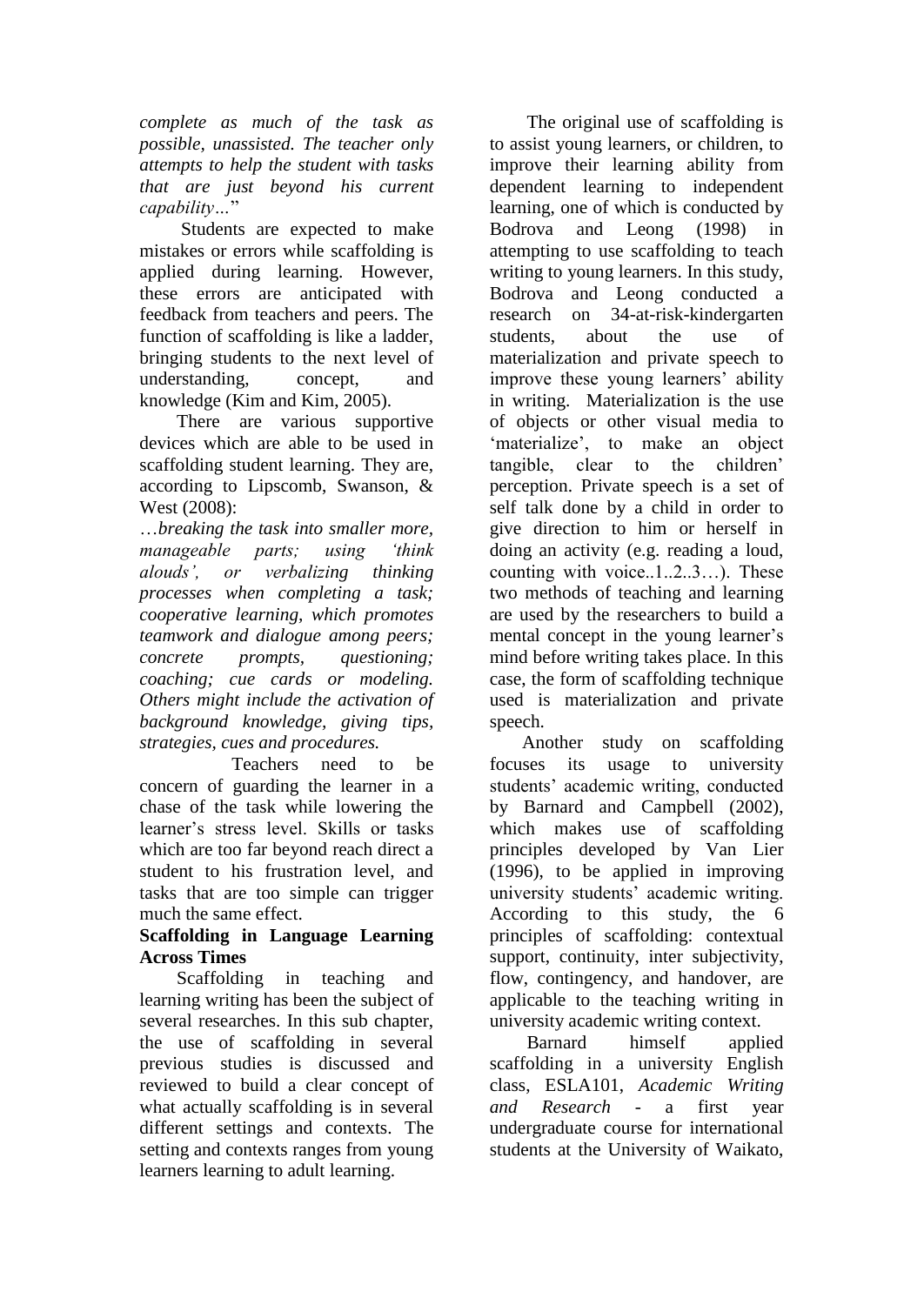*complete as much of the task as possible, unassisted. The teacher only attempts to help the student with tasks that are just beyond his current capability…*"

Students are expected to make mistakes or errors while scaffolding is applied during learning. However, these errors are anticipated with feedback from teachers and peers. The function of scaffolding is like a ladder, bringing students to the next level of understanding, concept, and knowledge (Kim and Kim, 2005).

There are various supportive devices which are able to be used in scaffolding student learning. They are, according to Lipscomb, Swanson, & West (2008):

*…breaking the task into smaller more, manageable parts; using 'think alouds', or verbalizing thinking processes when completing a task; cooperative learning, which promotes teamwork and dialogue among peers; concrete prompts, questioning; coaching; cue cards or modeling. Others might include the activation of background knowledge, giving tips, strategies, cues and procedures.*

Teachers need to be concern of guarding the learner in a chase of the task while lowering the learner's stress level. Skills or tasks which are too far beyond reach direct a student to his frustration level, and tasks that are too simple can trigger much the same effect.

**Scaffolding in Language Learning Across Times**

Scaffolding in teaching and learning writing has been the subject of several researches. In this sub chapter, the use of scaffolding in several previous studies is discussed and reviewed to build a clear concept of what actually scaffolding is in several different settings and contexts. The setting and contexts ranges from young learners learning to adult learning.

The original use of scaffolding is to assist young learners, or children, to improve their learning ability from dependent learning to independent learning, one of which is conducted by Bodrova and Leong (1998) in attempting to use scaffolding to teach writing to young learners. In this study, Bodrova and Leong conducted a research on 34-at-risk-kindergarten students, about the use of materialization and private speech to improve these young learners' ability in writing. Materialization is the use of objects or other visual media to 'materialize', to make an object tangible, clear to the children' perception. Private speech is a set of self talk done by a child in order to give direction to him or herself in doing an activity (e.g. reading a loud, counting with voice..1..2..3…). These two methods of teaching and learning are used by the researchers to build a mental concept in the young learner's mind before writing takes place. In this case, the form of scaffolding technique used is materialization and private speech.

Another study on scaffolding focuses its usage to university students' academic writing, conducted by Barnard and Campbell (2002), which makes use of scaffolding principles developed by Van Lier (1996), to be applied in improving university students' academic writing. According to this study, the 6 principles of scaffolding: contextual support, continuity, inter subjectivity, flow, contingency, and handover, are applicable to the teaching writing in university academic writing context.

Barnard himself applied scaffolding in a university English class, ESLA101, *Academic Writing and Research* - a first year undergraduate course for international students at the University of Waikato,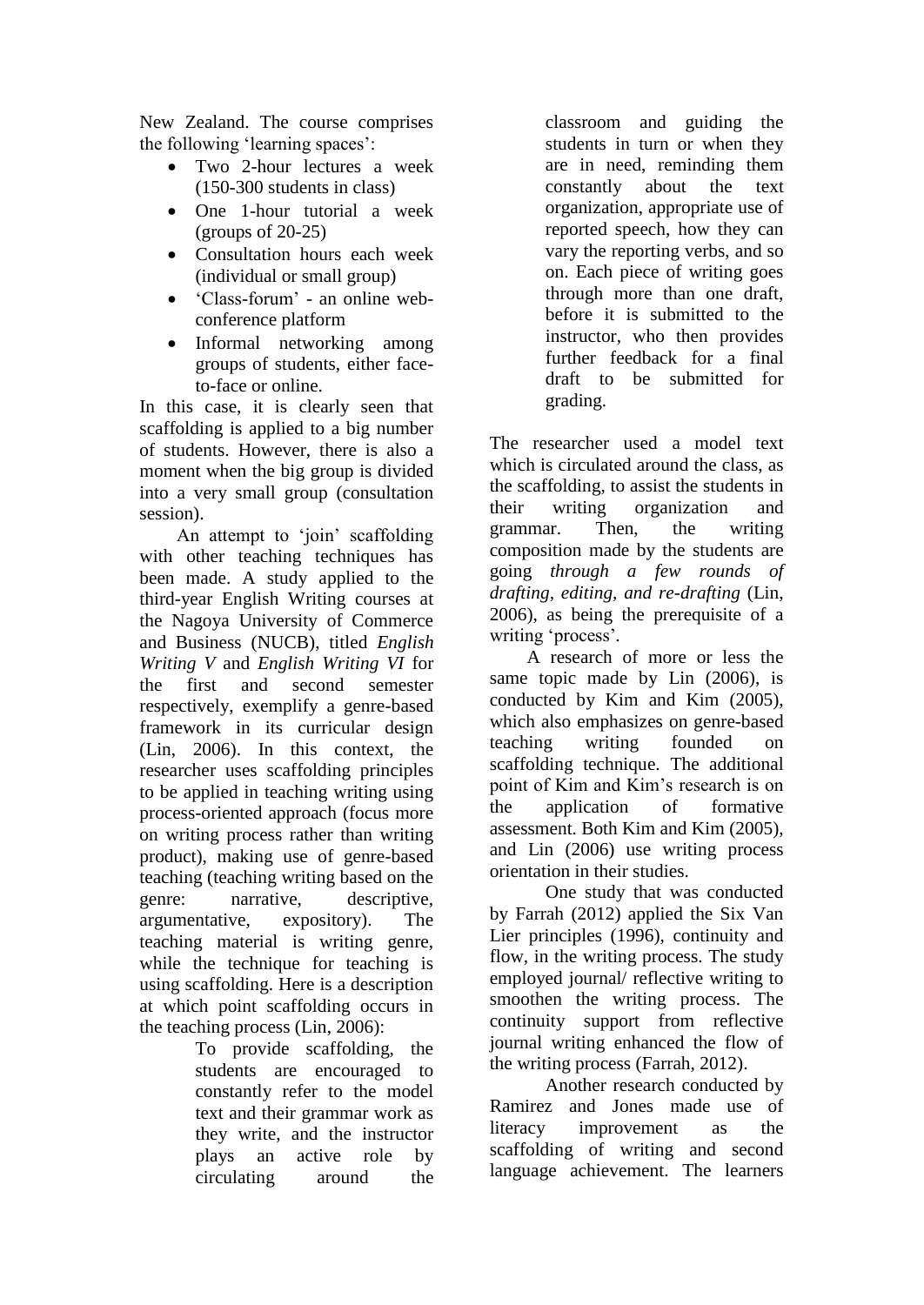New Zealand. The course comprises the following 'learning spaces':

- Two 2-hour lectures a week (150-300 students in class)
- One 1-hour tutorial a week (groups of 20-25)
- Consultation hours each week (individual or small group)
- 'Class-forum' - an online web-conference platform
- Informal networking among groups of students, either face-to-face or online.

In this case, it is clearly seen that scaffolding is applied to a big number of students. However, there is also a moment when the big group is divided into a very small group (consultation session).

An attempt to 'join' scaffolding with other teaching techniques has been made. A study applied to the third-year English Writing courses at the Nagoya University of Commerce and Business (NUCB), titled *English Writing V* and *English Writing VI* for the first and second semester respectively, exemplify a genre-based framework in its curricular design (Lin, 2006). In this context, the researcher uses scaffolding principles to be applied in teaching writing using process-oriented approach (focus more on writing process rather than writing product), making use of genre-based teaching (teaching writing based on the genre: narrative, descriptive, argumentative, expository). The teaching material is writing genre, while the technique for teaching is using scaffolding. Here is a description at which point scaffolding occurs in the teaching process (Lin, 2006):

> To provide scaffolding, the students are encouraged to constantly refer to the model text and their grammar work as they write, and the instructor plays an active role by circulating around the classroom and guiding the students in turn or when they are in need, reminding them constantly about the text organization, appropriate use of reported speech, how they can vary the reporting verbs, and so on. Each piece of writing goes through more than one draft, before it is submitted to the instructor, who then provides further feedback for a final draft to be submitted for grading.

The researcher used a model text which is circulated around the class, as the scaffolding, to assist the students in their writing organization and grammar. Then, the writing composition made by the students are going *through a few rounds of drafting, editing, and re-drafting* (Lin, 2006), as being the prerequisite of a writing 'process'.

A research of more or less the same topic made by Lin (2006), is conducted by Kim and Kim (2005), which also emphasizes on genre-based teaching writing founded on scaffolding technique. The additional point of Kim and Kim's research is on the application of formative assessment. Both Kim and Kim (2005), and Lin (2006) use writing process orientation in their studies.

One study that was conducted by Farrah (2012) applied the Six Van Lier principles (1996), continuity and flow, in the writing process. The study employed journal/ reflective writing to smoothen the writing process. The continuity support from reflective journal writing enhanced the flow of the writing process (Farrah, 2012).

Another research conducted by Ramirez and Jones made use of literacy improvement as the scaffolding of writing and second language achievement. The learners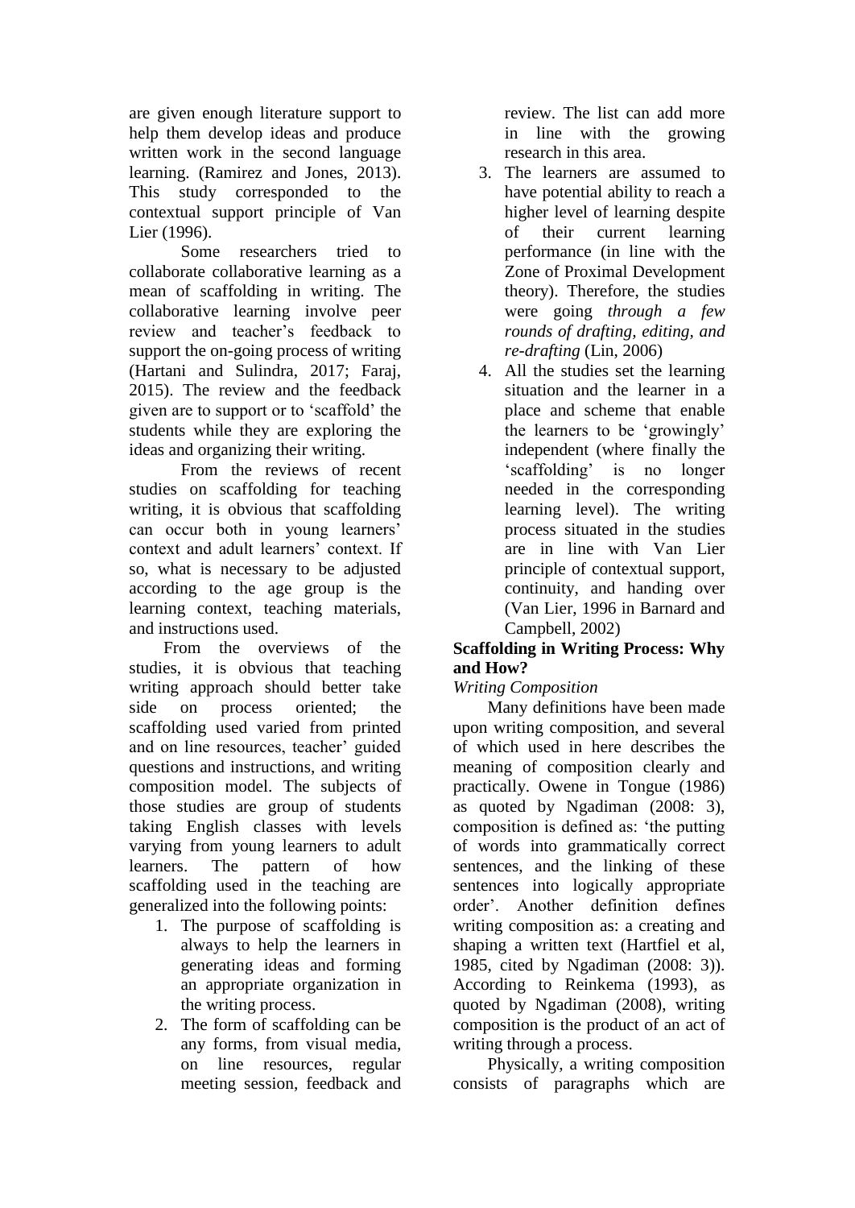are given enough literature support to help them develop ideas and produce written work in the second language learning. (Ramirez and Jones, 2013). This study corresponded to the contextual support principle of Van Lier (1996).

Some researchers tried to collaborate collaborative learning as a mean of scaffolding in writing. The collaborative learning involve peer review and teacher's feedback to support the on-going process of writing (Hartani and Sulindra, 2017; Faraj, 2015). The review and the feedback given are to support or to 'scaffold' the students while they are exploring the ideas and organizing their writing.

From the reviews of recent studies on scaffolding for teaching writing, it is obvious that scaffolding can occur both in young learners' context and adult learners' context. If so, what is necessary to be adjusted according to the age group is the learning context, teaching materials, and instructions used.

From the overviews of the studies, it is obvious that teaching writing approach should better take side on process oriented; the scaffolding used varied from printed and on line resources, teacher' guided questions and instructions, and writing composition model. The subjects of those studies are group of students taking English classes with levels varying from young learners to adult learners. The pattern of how scaffolding used in the teaching are generalized into the following points:

1. The purpose of scaffolding is always to help the learners in generating ideas and forming an appropriate organization in the writing process.
2. The form of scaffolding can be any forms, from visual media, on line resources, regular meeting session, feedback and review. The list can add more in line with the growing research in this area.
3. The learners are assumed to have potential ability to reach a higher level of learning despite of their current learning performance (in line with the Zone of Proximal Development theory). Therefore, the studies were going *through a few rounds of drafting, editing, and re-drafting* (Lin, 2006)
4. All the studies set the learning situation and the learner in a place and scheme that enable the learners to be 'growingly' independent (where finally the 'scaffolding' is no longer needed in the corresponding learning level). The writing process situated in the studies are in line with Van Lier principle of contextual support, continuity, and handing over (Van Lier, 1996 in Barnard and Campbell, 2002)

**Scaffolding in Writing Process: Why and How?**

*Writing Composition*

Many definitions have been made upon writing composition, and several of which used in here describes the meaning of composition clearly and practically. Owene in Tongue (1986) as quoted by Ngadiman (2008: 3), composition is defined as: 'the putting of words into grammatically correct sentences, and the linking of these sentences into logically appropriate order'. Another definition defines writing composition as: a creating and shaping a written text (Hartfiel et al, 1985, cited by Ngadiman (2008: 3)). According to Reinkema (1993), as quoted by Ngadiman (2008), writing composition is the product of an act of writing through a process.

Physically, a writing composition consists of paragraphs which are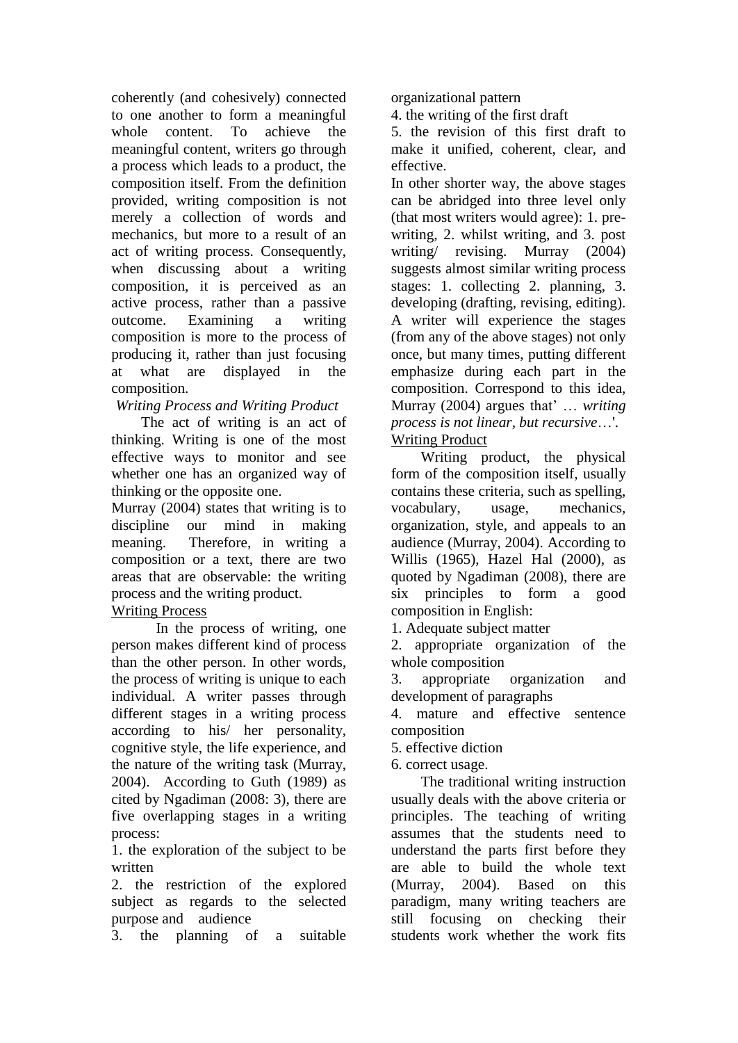coherently (and cohesively) connected to one another to form a meaningful whole content. To achieve the meaningful content, writers go through a process which leads to a product, the composition itself. From the definition provided, writing composition is not merely a collection of words and mechanics, but more to a result of an act of writing process. Consequently, when discussing about a writing composition, it is perceived as an active process, rather than a passive outcome. Examining a writing composition is more to the process of producing it, rather than just focusing at what are displayed in the composition.

*Writing Process and Writing Product*

The act of writing is an act of thinking. Writing is one of the most effective ways to monitor and see whether one has an organized way of thinking or the opposite one.

Murray (2004) states that writing is to discipline our mind in making meaning. Therefore, in writing a composition or a text, there are two areas that are observable: the writing process and the writing product.

Writing Process

In the process of writing, one person makes different kind of process than the other person. In other words, the process of writing is unique to each individual. A writer passes through different stages in a writing process according to his/ her personality, cognitive style, the life experience, and the nature of the writing task (Murray, 2004). According to Guth (1989) as cited by Ngadiman (2008: 3), there are five overlapping stages in a writing process:

1. the exploration of the subject to be written
2. the restriction of the explored subject as regards to the selected purpose and audience
3. the planning of a suitable organizational pattern
4. the writing of the first draft
5. the revision of this first draft to make it unified, coherent, clear, and effective.

In other shorter way, the above stages can be abridged into three level only (that most writers would agree): 1. pre-writing, 2. whilst writing, and 3. post writing/ revising. Murray (2004) suggests almost similar writing process stages: 1. collecting 2. planning, 3. developing (drafting, revising, editing). A writer will experience the stages (from any of the above stages) not only once, but many times, putting different emphasize during each part in the composition. Correspond to this idea, Murray (2004) argues that' … *writing process is not linear, but recursive*…'.

Writing Product

Writing product, the physical form of the composition itself, usually contains these criteria, such as spelling, vocabulary, usage, mechanics, organization, style, and appeals to an audience (Murray, 2004). According to Willis (1965), Hazel Hal (2000), as quoted by Ngadiman (2008), there are six principles to form a good composition in English:

1. Adequate subject matter
2. appropriate organization of the whole composition
3. appropriate organization and development of paragraphs
4. mature and effective sentence composition
5. effective diction
6. correct usage.

The traditional writing instruction usually deals with the above criteria or principles. The teaching of writing assumes that the students need to understand the parts first before they are able to build the whole text (Murray, 2004). Based on this paradigm, many writing teachers are still focusing on checking their students work whether the work fits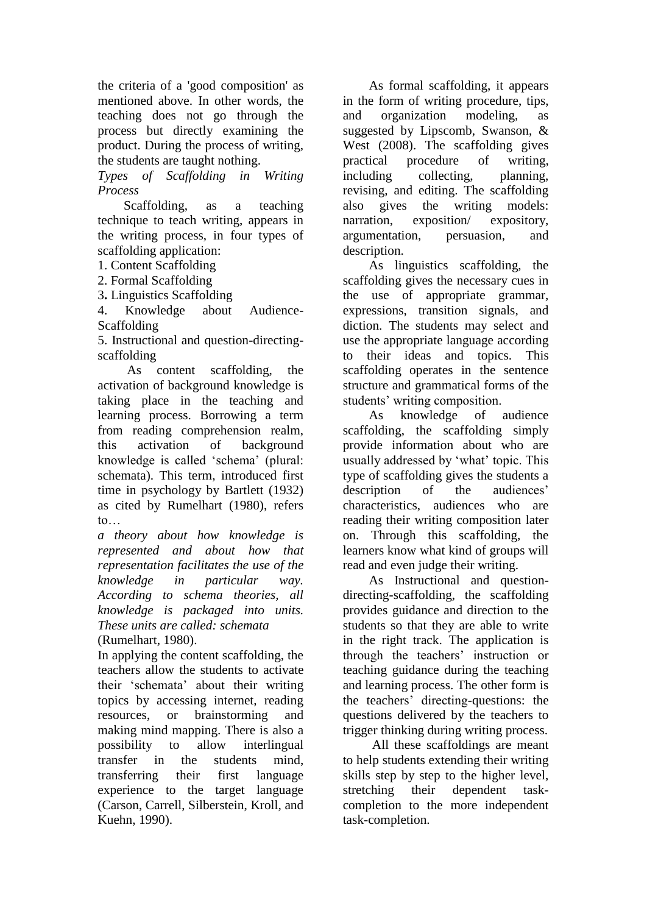the criteria of a 'good composition' as mentioned above. In other words, the teaching does not go through the process but directly examining the product. During the process of writing, the students are taught nothing.

*Types of Scaffolding in Writing Process*

Scaffolding, as a teaching technique to teach writing, appears in the writing process, in four types of scaffolding application:

1. Content Scaffolding
2. Formal Scaffolding
3. Linguistics Scaffolding
4. Knowledge about Audience-Scaffolding
5. Instructional and question-directing-scaffolding

As content scaffolding, the activation of background knowledge is taking place in the teaching and learning process. Borrowing a term from reading comprehension realm, this activation of background knowledge is called 'schema' (plural: schemata). This term, introduced first time in psychology by Bartlett (1932) as cited by Rumelhart (1980), refers to…

*a theory about how knowledge is represented and about how that representation facilitates the use of the knowledge in particular way. According to schema theories, all knowledge is packaged into units. These units are called: schemata*
(Rumelhart, 1980).

In applying the content scaffolding, the teachers allow the students to activate their 'schemata' about their writing topics by accessing internet, reading resources, or brainstorming and making mind mapping. There is also a possibility to allow interlingual transfer in the students mind, transferring their first language experience to the target language (Carson, Carrell, Silberstein, Kroll, and Kuehn, 1990).

As formal scaffolding, it appears in the form of writing procedure, tips, and organization modeling, as suggested by Lipscomb, Swanson, & West (2008). The scaffolding gives practical procedure of writing, including collecting, planning, revising, and editing. The scaffolding also gives the writing models: narration, exposition/ expository, argumentation, persuasion, and description.

As linguistics scaffolding, the scaffolding gives the necessary cues in the use of appropriate grammar, expressions, transition signals, and diction. The students may select and use the appropriate language according to their ideas and topics. This scaffolding operates in the sentence structure and grammatical forms of the students' writing composition.

As knowledge of audience scaffolding, the scaffolding simply provide information about who are usually addressed by 'what' topic. This type of scaffolding gives the students a description of the audiences' characteristics, audiences who are reading their writing composition later on. Through this scaffolding, the learners know what kind of groups will read and even judge their writing.

As Instructional and question-directing-scaffolding, the scaffolding provides guidance and direction to the students so that they are able to write in the right track. The application is through the teachers' instruction or teaching guidance during the teaching and learning process. The other form is the teachers' directing-questions: the questions delivered by the teachers to trigger thinking during writing process.

All these scaffoldings are meant to help students extending their writing skills step by step to the higher level, stretching their dependent task-completion to the more independent task-completion.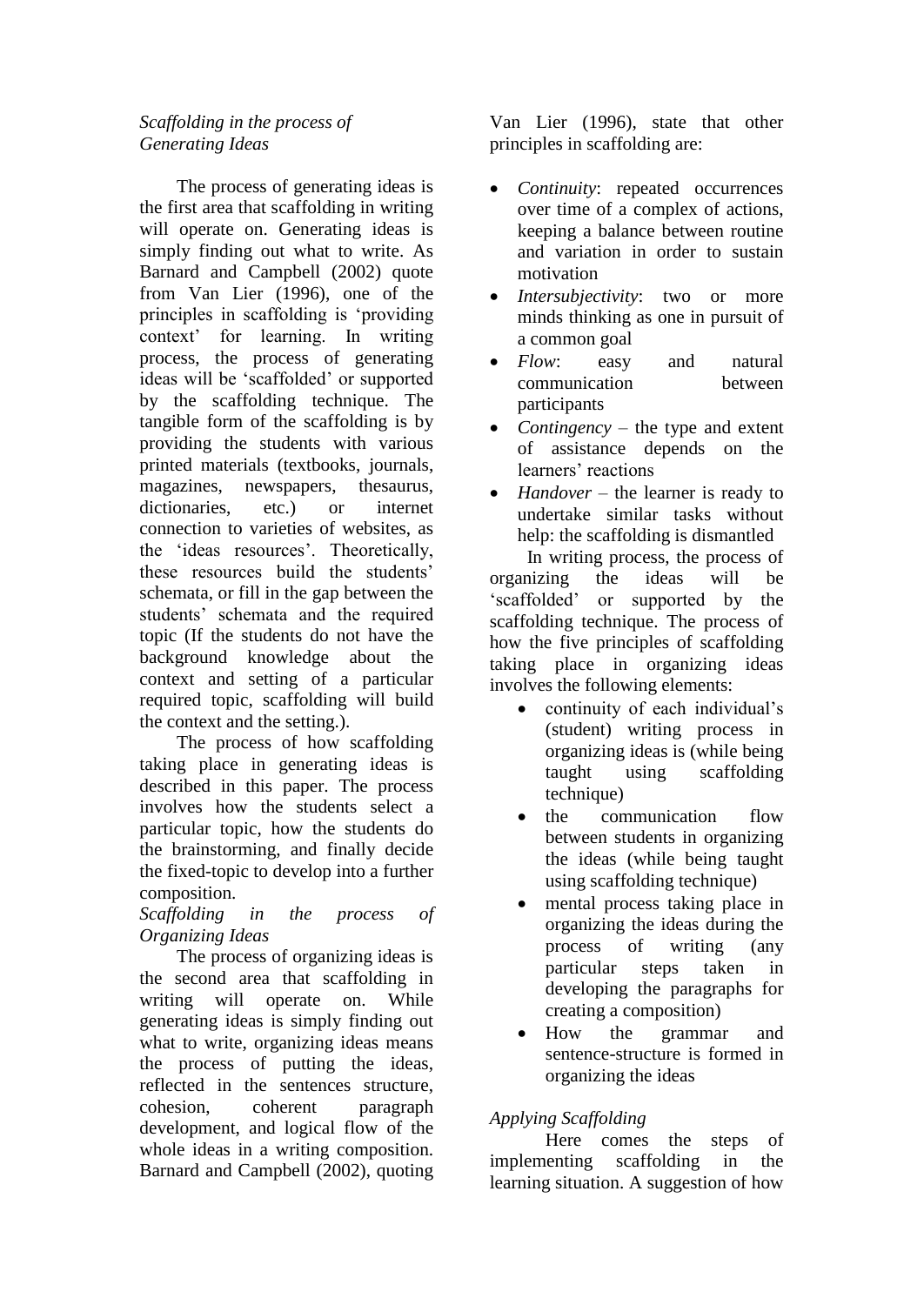*Scaffolding in the process of Generating Ideas*

The process of generating ideas is the first area that scaffolding in writing will operate on. Generating ideas is simply finding out what to write. As Barnard and Campbell (2002) quote from Van Lier (1996), one of the principles in scaffolding is 'providing context' for learning. In writing process, the process of generating ideas will be 'scaffolded' or supported by the scaffolding technique. The tangible form of the scaffolding is by providing the students with various printed materials (textbooks, journals, magazines, newspapers, thesaurus, dictionaries, etc.) or internet connection to varieties of websites, as the 'ideas resources'. Theoretically, these resources build the students' schemata, or fill in the gap between the students' schemata and the required topic (If the students do not have the background knowledge about the context and setting of a particular required topic, scaffolding will build the context and the setting.).

The process of how scaffolding taking place in generating ideas is described in this paper. The process involves how the students select a particular topic, how the students do the brainstorming, and finally decide the fixed-topic to develop into a further composition.

*Scaffolding in the process of Organizing Ideas*

The process of organizing ideas is the second area that scaffolding in writing will operate on. While generating ideas is simply finding out what to write, organizing ideas means the process of putting the ideas, reflected in the sentences structure, cohesion, coherent paragraph development, and logical flow of the whole ideas in a writing composition. Barnard and Campbell (2002), quoting Van Lier (1996), state that other principles in scaffolding are:

- *Continuity*: repeated occurrences over time of a complex of actions, keeping a balance between routine and variation in order to sustain motivation
- *Intersubjectivity*: two or more minds thinking as one in pursuit of a common goal
- *Flow*: easy and natural communication between participants
- *Contingency* – the type and extent of assistance depends on the learners' reactions
- *Handover* – the learner is ready to undertake similar tasks without help: the scaffolding is dismantled

In writing process, the process of organizing the ideas will be 'scaffolded' or supported by the scaffolding technique. The process of how the five principles of scaffolding taking place in organizing ideas involves the following elements:

- continuity of each individual's (student) writing process in organizing ideas is (while being taught using scaffolding technique)
- the communication flow between students in organizing the ideas (while being taught using scaffolding technique)
- mental process taking place in organizing the ideas during the process of writing (any particular steps taken in developing the paragraphs for creating a composition)
- How the grammar and sentence-structure is formed in organizing the ideas

*Applying Scaffolding*

Here comes the steps of implementing scaffolding in the learning situation. A suggestion of how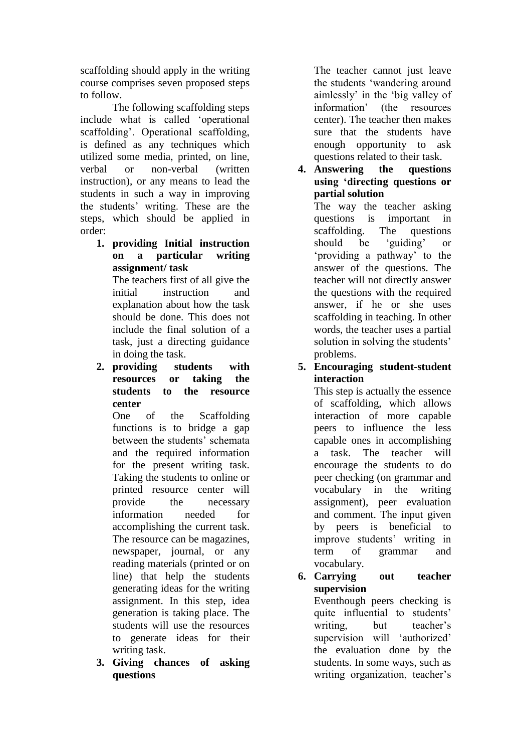scaffolding should apply in the writing course comprises seven proposed steps to follow.

The following scaffolding steps include what is called 'operational scaffolding'. Operational scaffolding, is defined as any techniques which utilized some media, printed, on line, verbal or non-verbal (written instruction), or any means to lead the students in such a way in improving the students' writing. These are the steps, which should be applied in order:

1. **providing Initial instruction on a particular writing assignment/ task**
   The teachers first of all give the initial instruction and explanation about how the task should be done. This does not include the final solution of a task, just a directing guidance in doing the task.
2. **providing students with resources or taking the students to the resource center**
   One of the Scaffolding functions is to bridge a gap between the students' schemata and the required information for the present writing task. Taking the students to online or printed resource center will provide the necessary information needed for accomplishing the current task. The resource can be magazines, newspaper, journal, or any reading materials (printed or on line) that help the students generating ideas for the writing assignment. In this step, idea generation is taking place. The students will use the resources to generate ideas for their writing task.
3. **Giving chances of asking questions**
   The teacher cannot just leave the students 'wandering around aimlessly' in the 'big valley of information' (the resources center). The teacher then makes sure that the students have enough opportunity to ask questions related to their task.
4. **Answering the questions using 'directing questions or partial solution**
   The way the teacher asking questions is important in scaffolding. The questions should be 'guiding' or 'providing a pathway' to the answer of the questions. The teacher will not directly answer the questions with the required answer, if he or she uses scaffolding in teaching. In other words, the teacher uses a partial solution in solving the students' problems.
5. **Encouraging student-student interaction**
   This step is actually the essence of scaffolding, which allows interaction of more capable peers to influence the less capable ones in accomplishing a task. The teacher will encourage the students to do peer checking (on grammar and vocabulary in the writing assignment), peer evaluation and comment. The input given by peers is beneficial to improve students' writing in term of grammar and vocabulary.
6. **Carrying out teacher supervision**
   Eventhough peers checking is quite influential to students' writing, but teacher's supervision will 'authorized' the evaluation done by the students. In some ways, such as writing organization, teacher's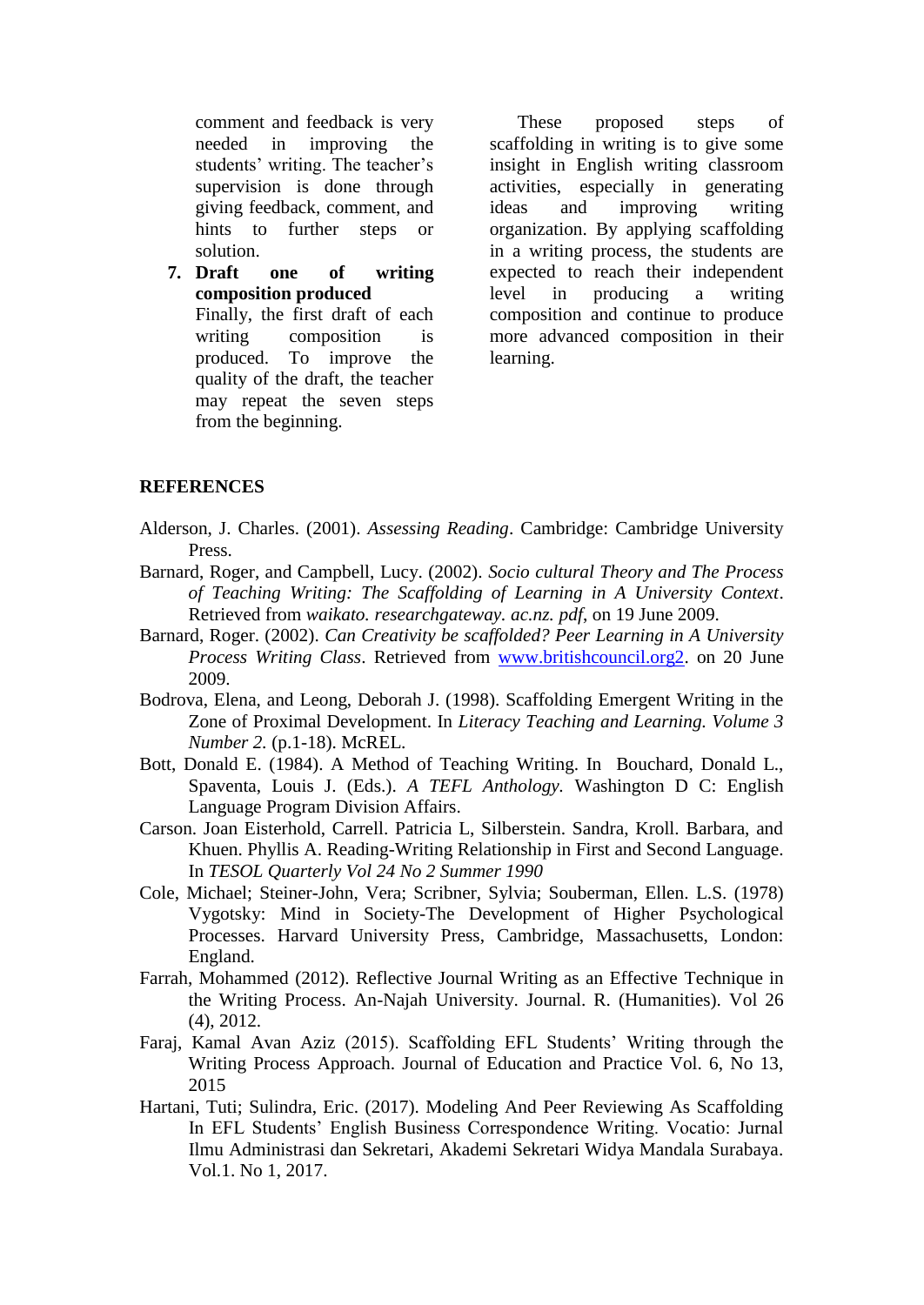comment and feedback is very needed in improving the students' writing. The teacher's supervision is done through giving feedback, comment, and hints to further steps or solution.

7. **Draft one of writing composition produced**
   Finally, the first draft of each writing composition is produced. To improve the quality of the draft, the teacher may repeat the seven steps from the beginning.

These proposed steps of scaffolding in writing is to give some insight in English writing classroom activities, especially in generating ideas and improving writing organization. By applying scaffolding in a writing process, the students are expected to reach their independent level in producing a writing composition and continue to produce more advanced composition in their learning.

## REFERENCES

Alderson, J. Charles. (2001). *Assessing Reading*. Cambridge: Cambridge University Press.

Barnard, Roger, and Campbell, Lucy. (2002). *Socio cultural Theory and The Process of Teaching Writing: The Scaffolding of Learning in A University Context*. Retrieved from *waikato. researchgateway. ac.nz. pdf*, on 19 June 2009.

Barnard, Roger. (2002). *Can Creativity be scaffolded? Peer Learning in A University Process Writing Class*. Retrieved from www.britishcouncil.org2. on 20 June 2009.

Bodrova, Elena, and Leong, Deborah J. (1998). Scaffolding Emergent Writing in the Zone of Proximal Development. In *Literacy Teaching and Learning. Volume 3 Number 2.* (p.1-18). McREL.

Bott, Donald E. (1984). A Method of Teaching Writing. In Bouchard, Donald L., Spaventa, Louis J. (Eds.). *A TEFL Anthology.* Washington D C: English Language Program Division Affairs.

Carson. Joan Eisterhold, Carrell. Patricia L, Silberstein. Sandra, Kroll. Barbara, and Khuen. Phyllis A. Reading-Writing Relationship in First and Second Language. In *TESOL Quarterly Vol 24 No 2 Summer 1990*

Cole, Michael; Steiner-John, Vera; Scribner, Sylvia; Souberman, Ellen. L.S. (1978) Vygotsky: Mind in Society-The Development of Higher Psychological Processes. Harvard University Press, Cambridge, Massachusetts, London: England.

Farrah, Mohammed (2012). Reflective Journal Writing as an Effective Technique in the Writing Process. An-Najah University. Journal. R. (Humanities). Vol 26 (4), 2012.

Faraj, Kamal Avan Aziz (2015). Scaffolding EFL Students' Writing through the Writing Process Approach. Journal of Education and Practice Vol. 6, No 13, 2015

Hartani, Tuti; Sulindra, Eric. (2017). Modeling And Peer Reviewing As Scaffolding In EFL Students' English Business Correspondence Writing. Vocatio: Jurnal Ilmu Administrasi dan Sekretari, Akademi Sekretari Widya Mandala Surabaya. Vol.1. No 1, 2017.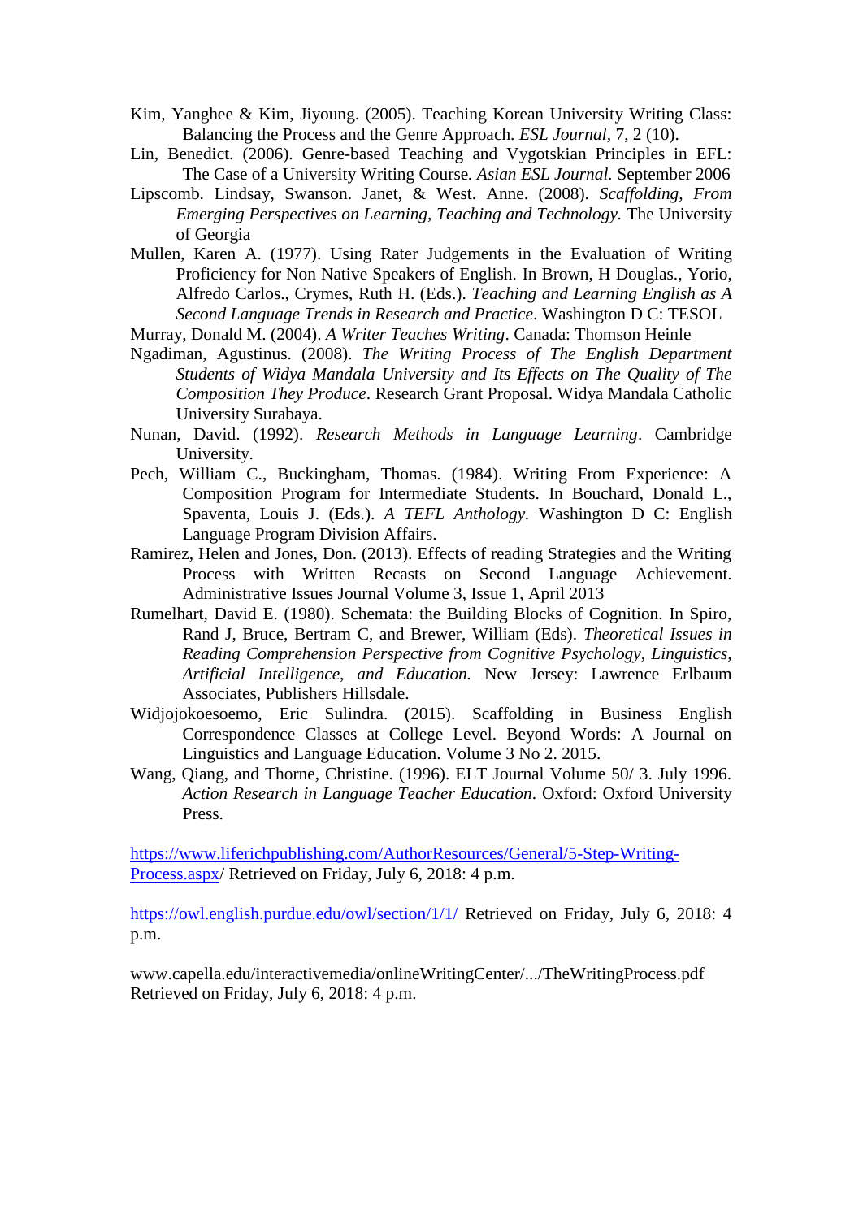Kim, Yanghee & Kim, Jiyoung. (2005). Teaching Korean University Writing Class: Balancing the Process and the Genre Approach. *ESL Journal*, 7, 2 (10).

Lin, Benedict. (2006). Genre-based Teaching and Vygotskian Principles in EFL: The Case of a University Writing Course. *Asian ESL Journal.* September 2006

Lipscomb. Lindsay, Swanson. Janet, & West. Anne. (2008). *Scaffolding, From Emerging Perspectives on Learning, Teaching and Technology.* The University of Georgia

Mullen, Karen A. (1977). Using Rater Judgements in the Evaluation of Writing Proficiency for Non Native Speakers of English. In Brown, H Douglas., Yorio, Alfredo Carlos., Crymes, Ruth H. (Eds.). *Teaching and Learning English as A Second Language Trends in Research and Practice*. Washington D C: TESOL

Murray, Donald M. (2004). *A Writer Teaches Writing*. Canada: Thomson Heinle

Ngadiman, Agustinus. (2008). *The Writing Process of The English Department Students of Widya Mandala University and Its Effects on The Quality of The Composition They Produce*. Research Grant Proposal. Widya Mandala Catholic University Surabaya.

Nunan, David. (1992). *Research Methods in Language Learning*. Cambridge University.

Pech, William C., Buckingham, Thomas. (1984). Writing From Experience: A Composition Program for Intermediate Students. In Bouchard, Donald L., Spaventa, Louis J. (Eds.). *A TEFL Anthology.* Washington D C: English Language Program Division Affairs.

Ramirez, Helen and Jones, Don. (2013). Effects of reading Strategies and the Writing Process with Written Recasts on Second Language Achievement. Administrative Issues Journal Volume 3, Issue 1, April 2013

Rumelhart, David E. (1980). Schemata: the Building Blocks of Cognition. In Spiro, Rand J, Bruce, Bertram C, and Brewer, William (Eds). *Theoretical Issues in Reading Comprehension Perspective from Cognitive Psychology, Linguistics, Artificial Intelligence, and Education.* New Jersey: Lawrence Erlbaum Associates, Publishers Hillsdale.

Widjojokoesoemo, Eric Sulindra. (2015). Scaffolding in Business English Correspondence Classes at College Level. Beyond Words: A Journal on Linguistics and Language Education. Volume 3 No 2. 2015.

Wang, Qiang, and Thorne, Christine. (1996). ELT Journal Volume 50/ 3. July 1996. *Action Research in Language Teacher Education*. Oxford: Oxford University Press.

https://www.liferichpublishing.com/AuthorResources/General/5-Step-Writing-Process.aspx/ Retrieved on Friday, July 6, 2018: 4 p.m.

https://owl.english.purdue.edu/owl/section/1/1/ Retrieved on Friday, July 6, 2018: 4 p.m.

www.capella.edu/interactivemedia/onlineWritingCenter/.../TheWritingProcess.pdf Retrieved on Friday, July 6, 2018: 4 p.m.